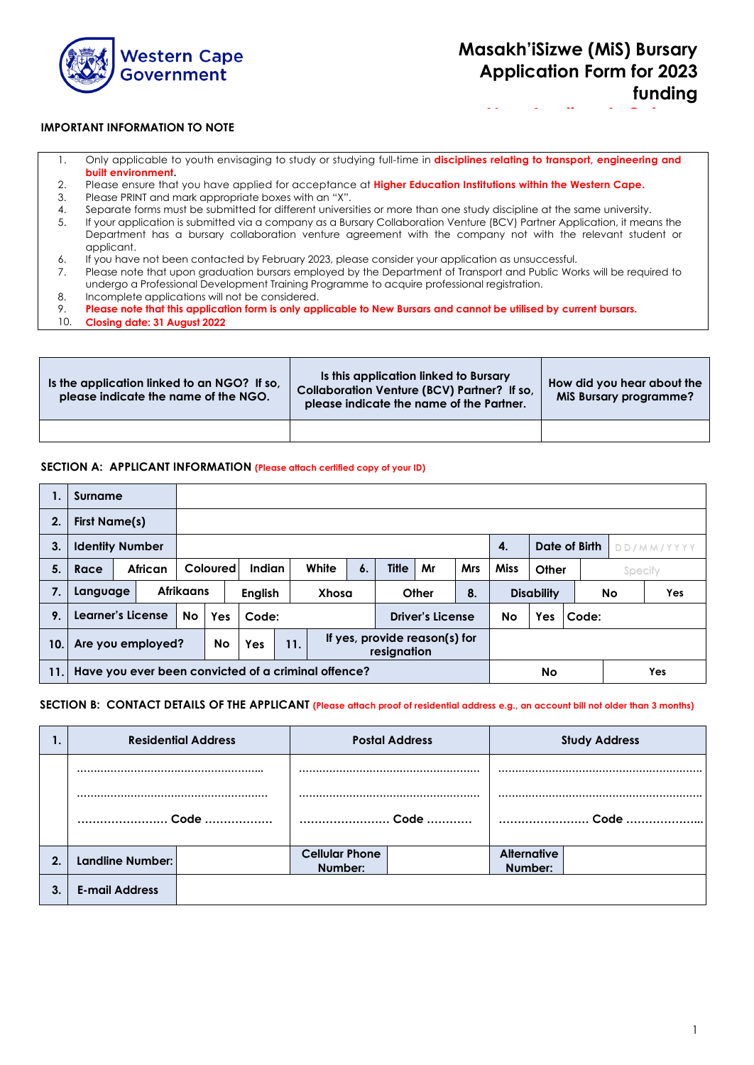Western Cape Government

# Masakh'iSizwe (MiS) Bursary Application Form for 2023 funding

**IMPORTANT INFORMATION TO NOTE**

1. Only applicable to youth envisaging to study or studying full-time in **disciplines relating to transport, engineering and built environment.**
2. Please ensure that you have applied for acceptance at **Higher Education Institutions within the Western Cape.**
3. Please PRINT and mark appropriate boxes with an "X".
4. Separate forms must be submitted for different universities or more than one study discipline at the same university.
5. If your application is submitted via a company as a Bursary Collaboration Venture (BCV) Partner Application, it means the Department has a bursary collaboration venture agreement with the company not with the relevant student or applicant.
6. If you have not been contacted by February 2023, please consider your application as unsuccessful.
7. Please note that upon graduation bursars employed by the Department of Transport and Public Works will be required to undergo a Professional Development Training Programme to acquire professional registration.
8. Incomplete applications will not be considered.
9. **Please note that this application form is only applicable to New Bursars and cannot be utilised by current bursars.**
10. **Closing date: 31 August 2022**

| Is the application linked to an NGO? If so, please indicate the name of the NGO. | Is this application linked to Bursary Collaboration Venture (BCV) Partner? If so, please indicate the name of the Partner. | How did you hear about the MiS Bursary programme? |
|---|---|---|
| | | |

## SECTION A: APPLICANT INFORMATION (Please attach certified copy of your ID)

| | | | | | | | | | | | | | | | | | | |
|---|---|---|---|---|---|---|---|---|---|---|---|---|---|---|---|---|---|---|
| 1. | Surname | | | | | | | | | | | | | | | | | |
| 2. | First Name(s) | | | | | | | | | | | | | | | | | |
| 3. | Identity Number | | | | | | | | | | | | 4. | Date of Birth | DD/MM/YYYY | | | |
| 5. | Race | African | Coloured | Indian | White | 6. | Title | Mr | Mrs | Miss | Other | Specify | | | | | | |
| 7. | Language | Afrikaans | English | Xhosa | Other | 8. | Disability | No | Yes | | | | | | | | | |
| 9. | Learner's License | No | Yes | Code: | | Driver's License | No | Yes | Code: | | | | | | | | | |
| 10. | Are you employed? | No | Yes | 11. | If yes, provide reason(s) for resignation | | | | | | | | | | | | | |
| 11. | Have you ever been convicted of a criminal offence? | | | | | No | Yes | | | | | | | | | | | |

## SECTION B: CONTACT DETAILS OF THE APPLICANT (Please attach proof of residential address e.g., an account bill not older than 3 months)

| | | | | | | |
|---|---|---|---|---|---|---|
| 1. | Residential Address | | Postal Address | | Study Address | |
| | ……………………………………………… <br> ……………………………………………… <br> …………………… Code ……………… | | ……………………………………………… <br> ……………………………………………… <br> …………………… Code ………… | | ……………………………………………… <br> ……………………………………………… <br> …………………… Code ………………… | |
| 2. | Landline Number: | | Cellular Phone Number: | | Alternative Number: | |
| 3. | E-mail Address | | | | | |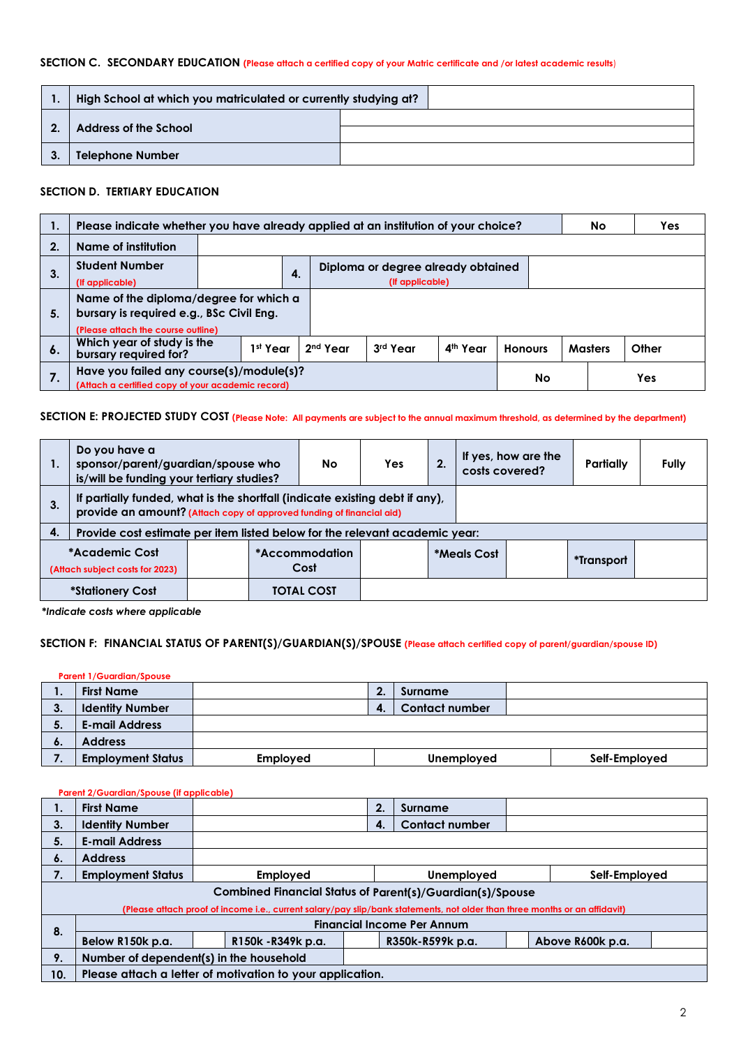## SECTION C. SECONDARY EDUCATION (Please attach a certified copy of your Matric certificate and /or latest academic results)

| | | |
|---|---|---|
| 1. | High School at which you matriculated or currently studying at? | |
| 2. | Address of the School | |
| 3. | Telephone Number | |

## SECTION D. TERTIARY EDUCATION

| | | | | | | | | |
|---|---|---|---|---|---|---|---|---|
| 1. | Please indicate whether you have already applied at an institution of your choice? | | | | | | No | Yes |
| 2. | Name of institution | | | | | | | |
| 3. | Student Number (If applicable) | | 4. | Diploma or degree already obtained (If applicable) | | | | |
| 5. | Name of the diploma/degree for which a bursary is required e.g., BSc Civil Eng. (Please attach the course outline) | | | | | | | |
| 6. | Which year of study is the bursary required for? | 1st Year | 2nd Year | 3rd Year | 4th Year | Honours | Masters | Other |
| 7. | Have you failed any course(s)/module(s)? (Attach a certified copy of your academic record) | | | | | | No | Yes |

## SECTION E: PROJECTED STUDY COST (Please Note: All payments are subject to the annual maximum threshold, as determined by the department)

| | | | | | | | |
|---|---|---|---|---|---|---|---|
| 1. | Do you have a sponsor/parent/guardian/spouse who is/will be funding your tertiary studies? | No | Yes | 2. | If yes, how are the costs covered? | Partially | Fully |
| 3. | If partially funded, what is the shortfall (indicate existing debt if any), provide an amount? (Attach copy of approved funding of financial aid) | | | | | | |
| 4. | Provide cost estimate per item listed below for the relevant academic year: | | | | | | |

| | | | | | | | |
|---|---|---|---|---|---|---|---|
| *Academic Cost (Attach subject costs for 2023) | | *Accommodation Cost | | *Meals Cost | | *Transport | |
| *Stationery Cost | | TOTAL COST | | | | | |

*\*Indicate costs where applicable*

## SECTION F: FINANCIAL STATUS OF PARENT(S)/GUARDIAN(S)/SPOUSE (Please attach certified copy of parent/guardian/spouse ID)

Parent 1/Guardian/Spouse

| | | | | | |
|---|---|---|---|---|---|
| 1. | First Name | | 2. | Surname | |
| 3. | Identity Number | | 4. | Contact number | |
| 5. | E-mail Address | | | | |
| 6. | Address | | | | |
| 7. | Employment Status | Employed | Unemployed | | Self-Employed |

Parent 2/Guardian/Spouse (if applicable)

| | | | | | | | | |
|---|---|---|---|---|---|---|---|---|
| 1. | First Name | | | 2. | Surname | | | |
| 3. | Identity Number | | | 4. | Contact number | | | |
| 5. | E-mail Address | | | | | | | |
| 6. | Address | | | | | | | |
| 7. | Employment Status | Employed | | Unemployed | | Self-Employed | | |
| Combined Financial Status of Parent(s)/Guardian(s)/Spouse (Please attach proof of income i.e., current salary/pay slip/bank statements, not older than three months or an affidavit) | | | | | | | | |
| 8. | Financial Income Per Annum | | | | | | | |
| | Below R150k p.a. | | R150k -R349k p.a. | | R350k-R599k p.a. | | Above R600k p.a. | |
| 9. | Number of dependent(s) in the household | | | | | | | |
| 10. | Please attach a letter of motivation to your application. | | | | | | | |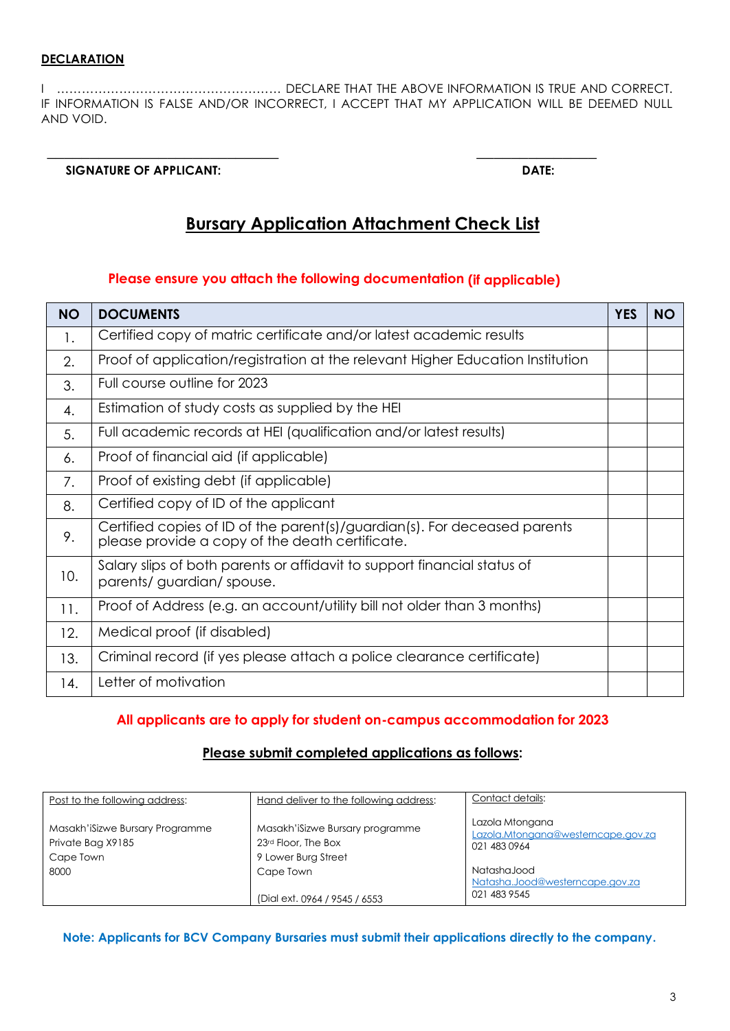**DECLARATION**

I ……………………………………………… DECLARE THAT THE ABOVE INFORMATION IS TRUE AND CORRECT. IF INFORMATION IS FALSE AND/OR INCORRECT, I ACCEPT THAT MY APPLICATION WILL BE DEEMED NULL AND VOID.

**SIGNATURE OF APPLICANT:** ________________________________ **DATE:** ________________

## Bursary Application Attachment Check List

**Please ensure you attach the following documentation (if applicable)**

| NO | DOCUMENTS | YES | NO |
|---|---|---|---|
| 1. | Certified copy of matric certificate and/or latest academic results | | |
| 2. | Proof of application/registration at the relevant Higher Education Institution | | |
| 3. | Full course outline for 2023 | | |
| 4. | Estimation of study costs as supplied by the HEI | | |
| 5. | Full academic records at HEI (qualification and/or latest results) | | |
| 6. | Proof of financial aid (if applicable) | | |
| 7. | Proof of existing debt (if applicable) | | |
| 8. | Certified copy of ID of the applicant | | |
| 9. | Certified copies of ID of the parent(s)/guardian(s). For deceased parents please provide a copy of the death certificate. | | |
| 10. | Salary slips of both parents or affidavit to support financial status of parents/ guardian/ spouse. | | |
| 11. | Proof of Address (e.g. an account/utility bill not older than 3 months) | | |
| 12. | Medical proof (if disabled) | | |
| 13. | Criminal record (if yes please attach a police clearance certificate) | | |
| 14. | Letter of motivation | | |

**All applicants are to apply for student on-campus accommodation for 2023**

**Please submit completed applications as follows:**

| Post to the following address: | Hand deliver to the following address: | Contact details: |
|---|---|---|
| Masakh'iSizwe Bursary Programme<br>Private Bag X9185<br>Cape Town<br>8000 | Masakh'iSizwe Bursary programme<br>23rd Floor, The Box<br>9 Lower Burg Street<br>Cape Town<br><br>(Dial ext. 0964 / 9545 / 6553 | Lazola Mtongana<br>Lazola.Mtongana@westerncape.gov.za<br>021 483 0964<br><br>NatashaJood<br>Natasha.Jood@westerncape.gov.za<br>021 483 9545 |

**Note: Applicants for BCV Company Bursaries must submit their applications directly to the company.**